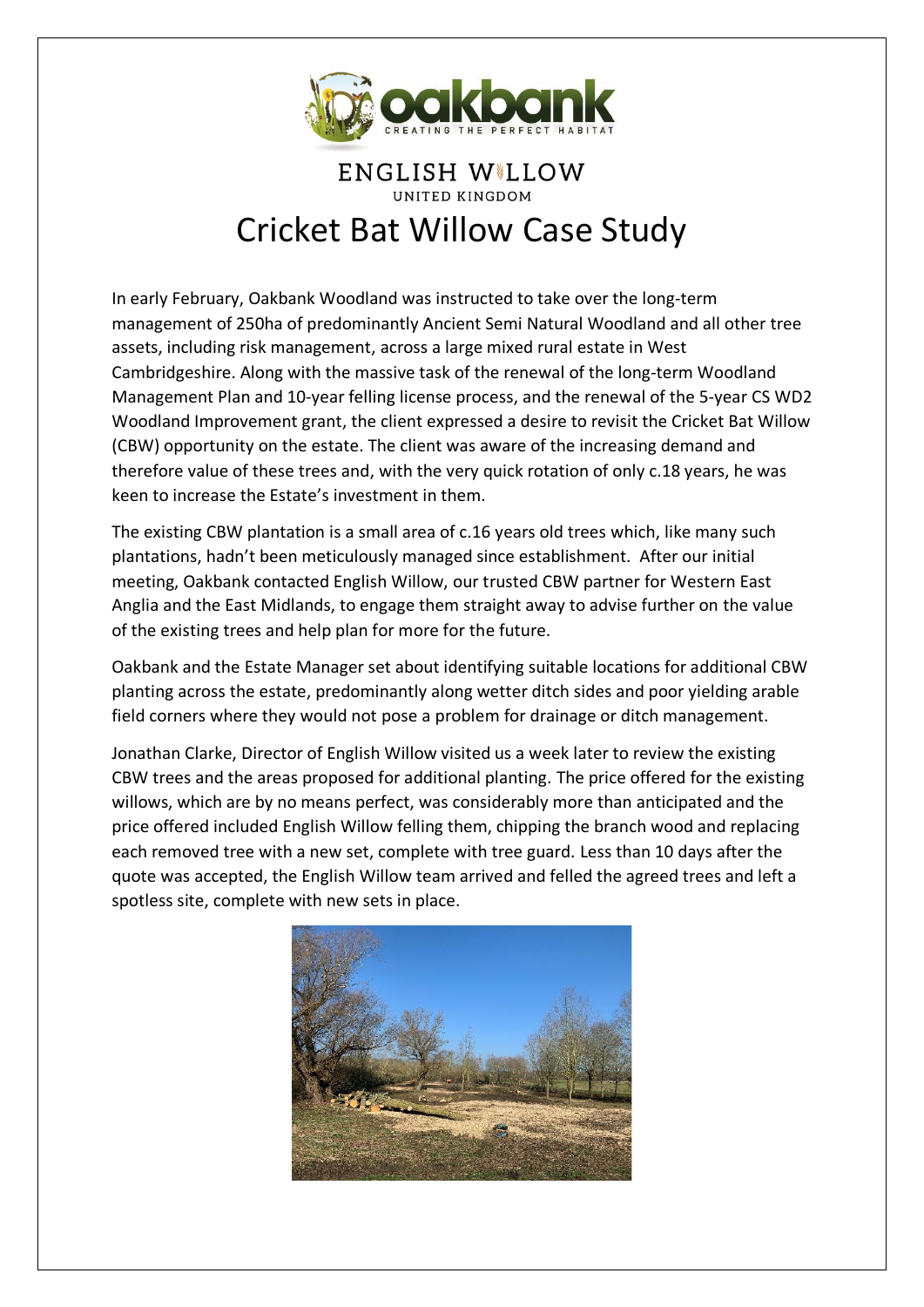oakbank

CREATING THE PERFECT HABITAT

ENGLISH WILLOW

UNITED KINGDOM

# Cricket Bat Willow Case Study

In early February, Oakbank Woodland was instructed to take over the long-term management of 250ha of predominantly Ancient Semi Natural Woodland and all other tree assets, including risk management, across a large mixed rural estate in West Cambridgeshire. Along with the massive task of the renewal of the long-term Woodland Management Plan and 10-year felling license process, and the renewal of the 5-year CS WD2 Woodland Improvement grant, the client expressed a desire to revisit the Cricket Bat Willow (CBW) opportunity on the estate. The client was aware of the increasing demand and therefore value of these trees and, with the very quick rotation of only c.18 years, he was keen to increase the Estate's investment in them.

The existing CBW plantation is a small area of c.16 years old trees which, like many such plantations, hadn't been meticulously managed since establishment. After our initial meeting, Oakbank contacted English Willow, our trusted CBW partner for Western East Anglia and the East Midlands, to engage them straight away to advise further on the value of the existing trees and help plan for more for the future.

Oakbank and the Estate Manager set about identifying suitable locations for additional CBW planting across the estate, predominantly along wetter ditch sides and poor yielding arable field corners where they would not pose a problem for drainage or ditch management.

Jonathan Clarke, Director of English Willow visited us a week later to review the existing CBW trees and the areas proposed for additional planting. The price offered for the existing willows, which are by no means perfect, was considerably more than anticipated and the price offered included English Willow felling them, chipping the branch wood and replacing each removed tree with a new set, complete with tree guard. Less than 10 days after the quote was accepted, the English Willow team arrived and felled the agreed trees and left a spotless site, complete with new sets in place.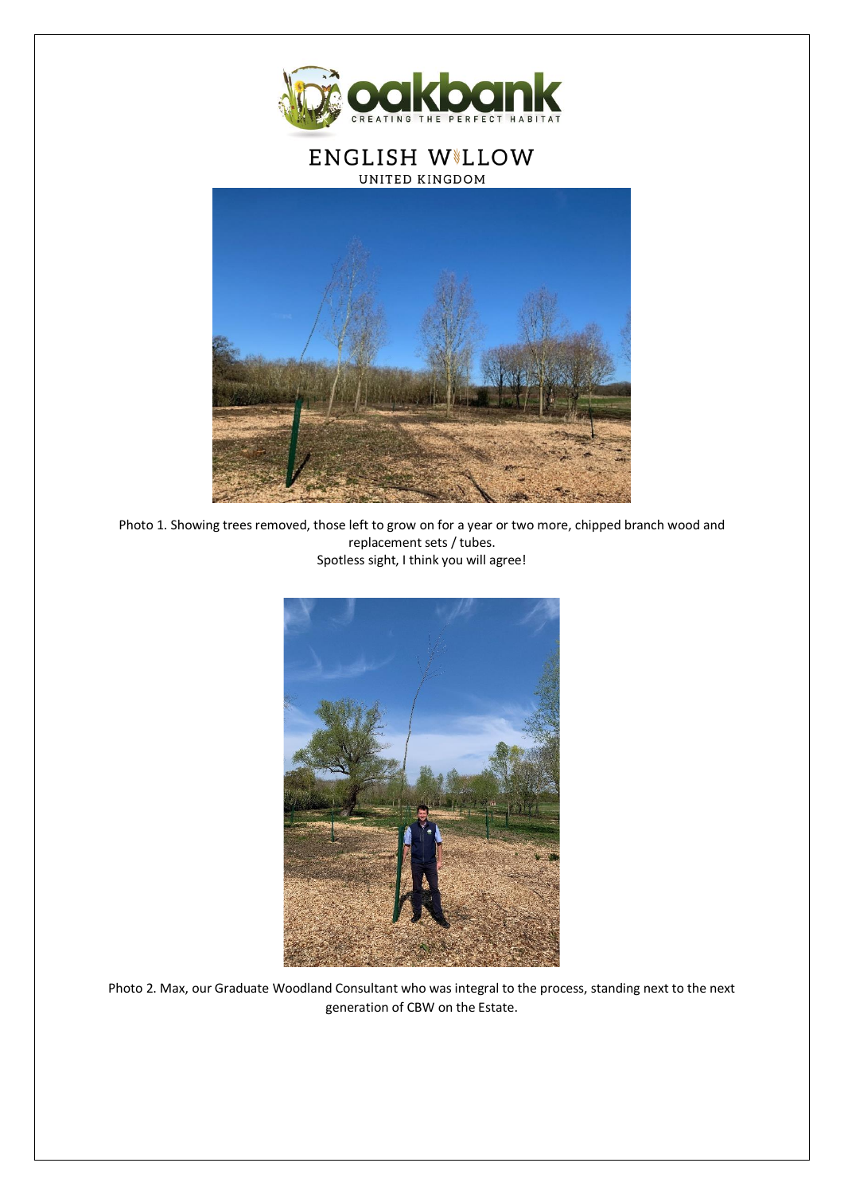Photo 1. Showing trees removed, those left to grow on for a year or two more, chipped branch wood and replacement sets / tubes.
Spotless sight, I think you will agree!

Photo 2. Max, our Graduate Woodland Consultant who was integral to the process, standing next to the next generation of CBW on the Estate.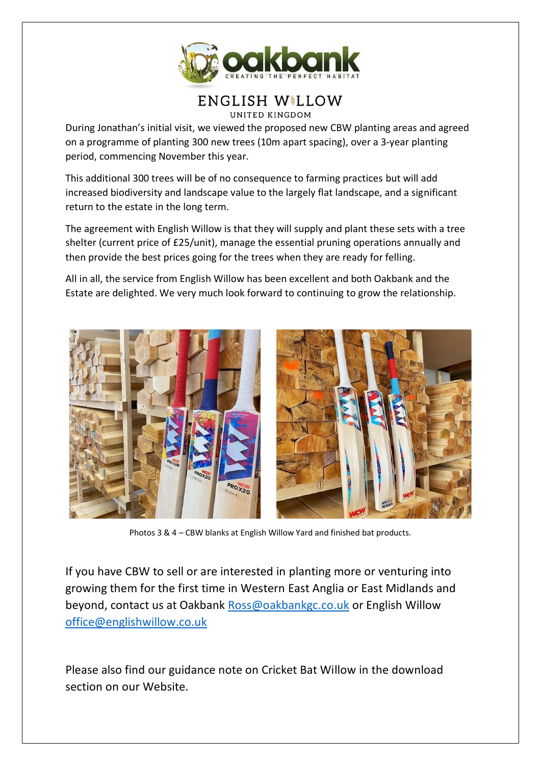oakbank

CREATING THE PERFECT HABITAT

ENGLISH WILLOW

UNITED KINGDOM

During Jonathan's initial visit, we viewed the proposed new CBW planting areas and agreed on a programme of planting 300 new trees (10m apart spacing), over a 3-year planting period, commencing November this year.

This additional 300 trees will be of no consequence to farming practices but will add increased biodiversity and landscape value to the largely flat landscape, and a significant return to the estate in the long term.

The agreement with English Willow is that they will supply and plant these sets with a tree shelter (current price of £25/unit), manage the essential pruning operations annually and then provide the best prices going for the trees when they are ready for felling.

All in all, the service from English Willow has been excellent and both Oakbank and the Estate are delighted. We very much look forward to continuing to grow the relationship.

Photos 3 & 4 – CBW blanks at English Willow Yard and finished bat products.

If you have CBW to sell or are interested in planting more or venturing into growing them for the first time in Western East Anglia or East Midlands and beyond, contact us at Oakbank Ross@oakbankgc.co.uk or English Willow office@englishwillow.co.uk

Please also find our guidance note on Cricket Bat Willow in the download section on our Website.